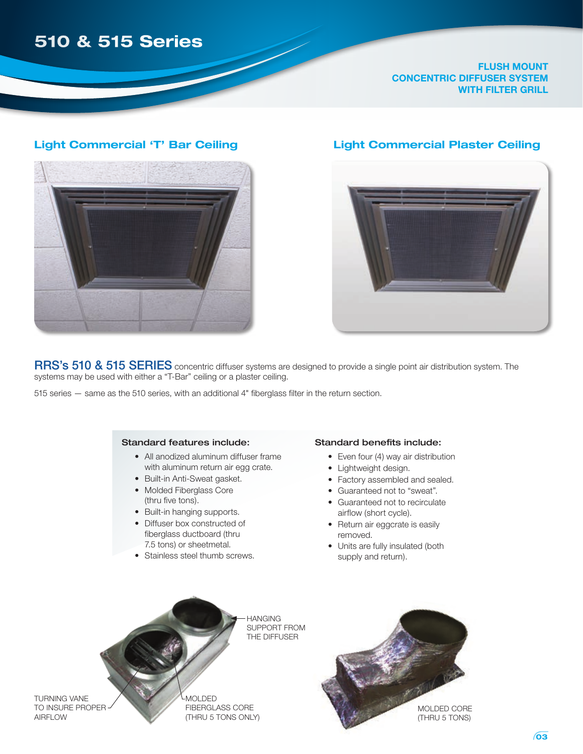# 510 & 515 Series

**FLUSH MOUNT CONCENTRIC DIFFUSER SYSTEM WITH FILTER GRILL**

## Light Commercial 'T' Bar Ceiling

## Light Commercial Plaster Ceiling

**RRS's 510 & 515 SERIES** concentric diffuser systems are designed to provide a single point air distribution system. The systems may be used with either a "T-Bar" ceiling or a plaster ceiling.

515 series — same as the 510 series, with an additional 4" fiberglass filter in the return section.

### Standard features include:

- All anodized aluminum diffuser frame with aluminum return air egg crate.
- Built-in Anti-Sweat gasket.
- Molded Fiberglass Core (thru five tons).
- Built-in hanging supports.
- Diffuser box constructed of fiberglass ductboard (thru 7.5 tons) or sheetmetal.
- Stainless steel thumb screws.

### Standard benefits include:

- Even four (4) way air distribution
- Lightweight design.
- Factory assembled and sealed.
- Guaranteed not to "sweat".
- Guaranteed not to recirculate airflow (short cycle).
- Return air eggcrate is easily removed.
- Units are fully insulated (both supply and return).

HANGING SUPPORT FROM THE DIFFUSER

TURNING VANE TO INSURE PROPER AIRFLOW

MOLDED FIBERGLASS CORE (THRU 5 TONS ONLY)

MOLDED CORE (THRU 5 TONS)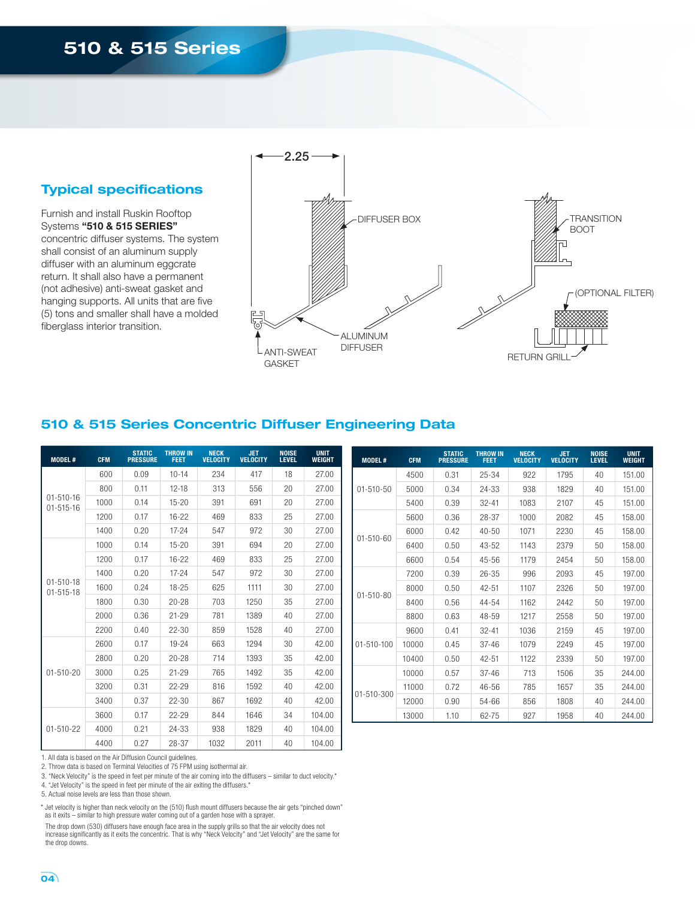# 510 & 515 Series

## Typical specifications

Furnish and install Ruskin Rooftop Systems **"510 & 515 SERIES"** concentric diffuser systems. The system shall consist of an aluminum supply diffuser with an aluminum eggcrate return. It shall also have a permanent (not adhesive) anti-sweat gasket and hanging supports. All units that are five (5) tons and smaller shall have a molded fiberglass interior transition.

2.25

DIFFUSER BOX

TRANSITION BOOT

(OPTIONAL FILTER)

ALUMINUM DIFFUSER

ANTI-SWEAT GASKET

RETURN GRILL

## 510 & 515 Series Concentric Diffuser Engineering Data

| MODEL # | CFM | STATIC PRESSURE | THROW IN FEET | NECK VELOCITY | JET VELOCITY | NOISE LEVEL | UNIT WEIGHT |
|---|---|---|---|---|---|---|---|
| 01-510-16 01-515-16 | 600 | 0.09 | 10-14 | 234 | 417 | 18 | 27.00 |
| | 800 | 0.11 | 12-18 | 313 | 556 | 20 | 27.00 |
| | 1000 | 0.14 | 15-20 | 391 | 691 | 20 | 27.00 |
| | 1200 | 0.17 | 16-22 | 469 | 833 | 25 | 27.00 |
| | 1400 | 0.20 | 17-24 | 547 | 972 | 30 | 27.00 |
| 01-510-18 01-515-18 | 1000 | 0.14 | 15-20 | 391 | 694 | 20 | 27.00 |
| | 1200 | 0.17 | 16-22 | 469 | 833 | 25 | 27.00 |
| | 1400 | 0.20 | 17-24 | 547 | 972 | 30 | 27.00 |
| | 1600 | 0.24 | 18-25 | 625 | 1111 | 30 | 27.00 |
| | 1800 | 0.30 | 20-28 | 703 | 1250 | 35 | 27.00 |
| | 2000 | 0.36 | 21-29 | 781 | 1389 | 40 | 27.00 |
| | 2200 | 0.40 | 22-30 | 859 | 1528 | 40 | 27.00 |
| 01-510-20 | 2600 | 0.17 | 19-24 | 663 | 1294 | 30 | 42.00 |
| | 2800 | 0.20 | 20-28 | 714 | 1393 | 35 | 42.00 |
| | 3000 | 0.25 | 21-29 | 765 | 1492 | 35 | 42.00 |
| | 3200 | 0.31 | 22-29 | 816 | 1592 | 40 | 42.00 |
| | 3400 | 0.37 | 22-30 | 867 | 1692 | 40 | 42.00 |
| 01-510-22 | 3600 | 0.17 | 22-29 | 844 | 1646 | 34 | 104.00 |
| | 4000 | 0.21 | 24-33 | 938 | 1829 | 40 | 104.00 |
| | 4400 | 0.27 | 28-37 | 1032 | 2011 | 40 | 104.00 |

| MODEL # | CFM | STATIC PRESSURE | THROW IN FEET | NECK VELOCITY | JET VELOCITY | NOISE LEVEL | UNIT WEIGHT |
|---|---|---|---|---|---|---|---|
| 01-510-50 | 4500 | 0.31 | 25-34 | 922 | 1795 | 40 | 151.00 |
| | 5000 | 0.34 | 24-33 | 938 | 1829 | 40 | 151.00 |
| | 5400 | 0.39 | 32-41 | 1083 | 2107 | 45 | 151.00 |
| 01-510-60 | 5600 | 0.36 | 28-37 | 1000 | 2082 | 45 | 158.00 |
| | 6000 | 0.42 | 40-50 | 1071 | 2230 | 45 | 158.00 |
| | 6400 | 0.50 | 43-52 | 1143 | 2379 | 50 | 158.00 |
| | 6600 | 0.54 | 45-56 | 1179 | 2454 | 50 | 158.00 |
| 01-510-80 | 7200 | 0.39 | 26-35 | 996 | 2093 | 45 | 197.00 |
| | 8000 | 0.50 | 42-51 | 1107 | 2326 | 50 | 197.00 |
| | 8400 | 0.56 | 44-54 | 1162 | 2442 | 50 | 197.00 |
| | 8800 | 0.63 | 48-59 | 1217 | 2558 | 50 | 197.00 |
| 01-510-100 | 9600 | 0.41 | 32-41 | 1036 | 2159 | 45 | 197.00 |
| | 10000 | 0.45 | 37-46 | 1079 | 2249 | 45 | 197.00 |
| | 10400 | 0.50 | 42-51 | 1122 | 2339 | 50 | 197.00 |
| 01-510-300 | 10000 | 0.57 | 37-46 | 713 | 1506 | 35 | 244.00 |
| | 11000 | 0.72 | 46-56 | 785 | 1657 | 35 | 244.00 |
| | 12000 | 0.90 | 54-66 | 856 | 1808 | 40 | 244.00 |
| | 13000 | 1.10 | 62-75 | 927 | 1958 | 40 | 244.00 |

1. All data is based on the Air Diffusion Council guidelines.
2. Throw data is based on Terminal Velocities of 75 FPM using isothermal air.
3. "Neck Velocity" is the speed in feet per minute of the air coming into the diffusers – similar to duct velocity.*
4. "Jet Velocity" is the speed in feet per minute of the air exiting the diffusers.*
5. Actual noise levels are less than those shown.

* Jet velocity is higher than neck velocity on the (510) flush mount diffusers because the air gets "pinched down" as it exits – similar to high pressure water coming out of a garden hose with a sprayer.

The drop down (530) diffusers have enough face area in the supply grills so that the air velocity does not increase significantly as it exits the concentric. That is why "Neck Velocity" and "Jet Velocity" are the same for the drop downs.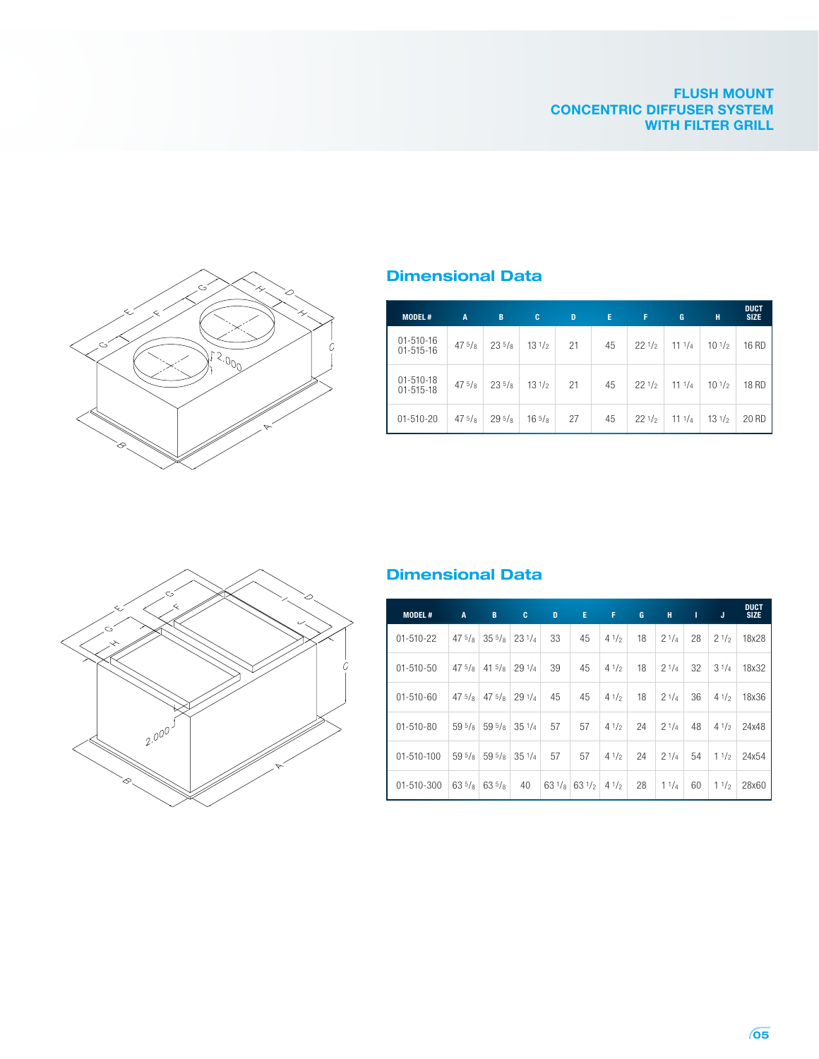# FLUSH MOUNT CONCENTRIC DIFFUSER SYSTEM WITH FILTER GRILL

## Dimensional Data

| MODEL # | A | B | C | D | E | F | G | H | DUCT SIZE |
|---|---|---|---|---|---|---|---|---|---|
| 01-510-16<br>01-515-16 | 47 5/8 | 23 5/8 | 13 1/2 | 21 | 45 | 22 1/2 | 11 1/4 | 10 1/2 | 16 RD |
| 01-510-18<br>01-515-18 | 47 5/8 | 23 5/8 | 13 1/2 | 21 | 45 | 22 1/2 | 11 1/4 | 10 1/2 | 18 RD |
| 01-510-20 | 47 5/8 | 29 5/8 | 16 5/8 | 27 | 45 | 22 1/2 | 11 1/4 | 13 1/2 | 20 RD |

## Dimensional Data

| MODEL # | A | B | C | D | E | F | G | H | I | J | DUCT SIZE |
|---|---|---|---|---|---|---|---|---|---|---|---|
| 01-510-22 | 47 5/8 | 35 5/8 | 23 1/4 | 33 | 45 | 4 1/2 | 18 | 2 1/4 | 28 | 2 1/2 | 18x28 |
| 01-510-50 | 47 5/8 | 41 5/8 | 29 1/4 | 39 | 45 | 4 1/2 | 18 | 2 1/4 | 32 | 3 1/4 | 18x32 |
| 01-510-60 | 47 5/8 | 47 5/8 | 29 1/4 | 45 | 45 | 4 1/2 | 18 | 2 1/4 | 36 | 4 1/2 | 18x36 |
| 01-510-80 | 59 5/8 | 59 5/8 | 35 1/4 | 57 | 57 | 4 1/2 | 24 | 2 1/4 | 48 | 4 1/2 | 24x48 |
| 01-510-100 | 59 5/8 | 59 5/8 | 35 1/4 | 57 | 57 | 4 1/2 | 24 | 2 1/4 | 54 | 1 1/2 | 24x54 |
| 01-510-300 | 63 5/8 | 63 5/8 | 40 | 63 1/8 | 63 1/2 | 4 1/2 | 28 | 1 1/4 | 60 | 1 1/2 | 28x60 |